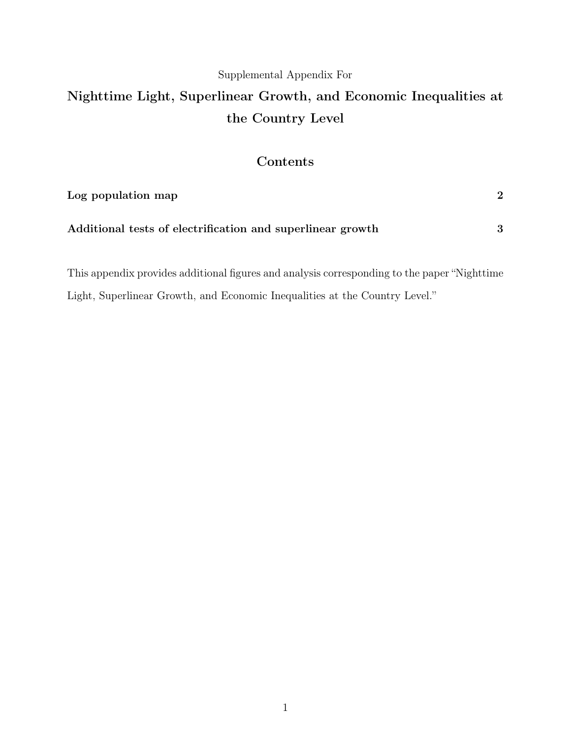Supplemental Appendix For

# Nighttime Light, Superlinear Growth, and Economic Inequalities at the Country Level

## Contents

| | |
|---|---|
| **Log population map** | **2** |
| **Additional tests of electrification and superlinear growth** | **3** |

This appendix provides additional figures and analysis corresponding to the paper "Nighttime Light, Superlinear Growth, and Economic Inequalities at the Country Level."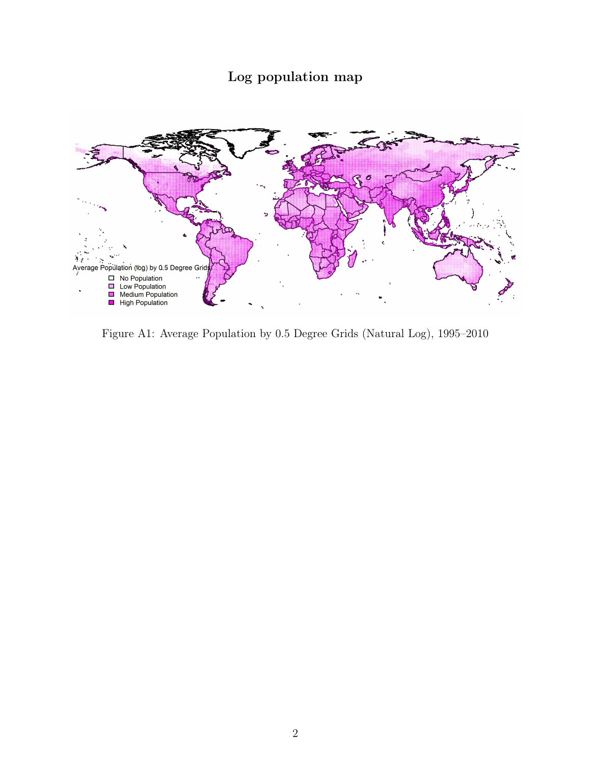## Log population map

Figure A1: Average Population by 0.5 Degree Grids (Natural Log), 1995–2010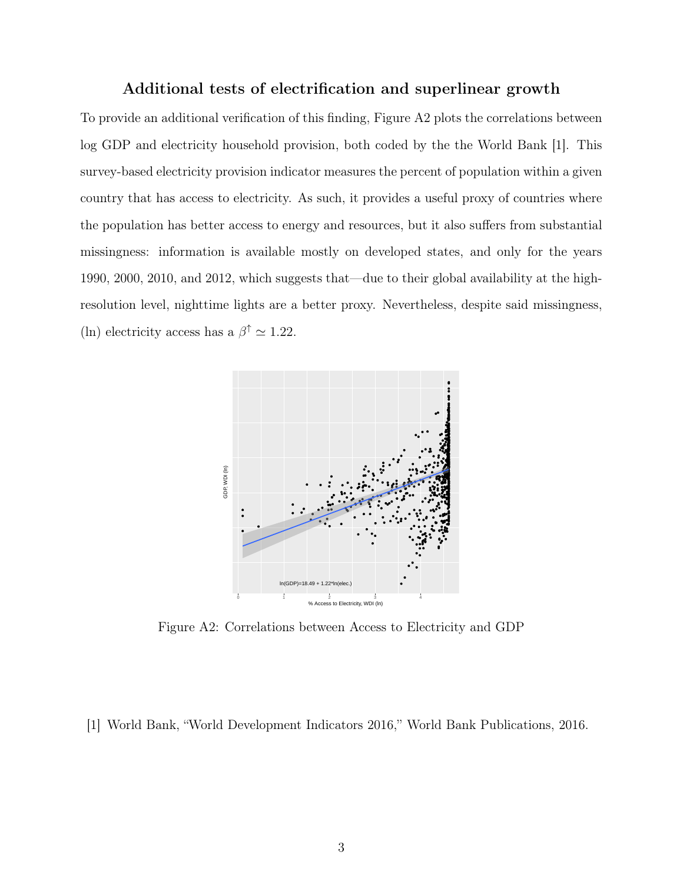### Additional tests of electrification and superlinear growth

To provide an additional verification of this finding, Figure A2 plots the correlations between log GDP and electricity household provision, both coded by the the World Bank [1]. This survey-based electricity provision indicator measures the percent of population within a given country that has access to electricity. As such, it provides a useful proxy of countries where the population has better access to energy and resources, but it also suffers from substantial missingness: information is available mostly on developed states, and only for the years 1990, 2000, 2010, and 2012, which suggests that—due to their global availability at the high-resolution level, nighttime lights are a better proxy. Nevertheless, despite said missingness, (ln) electricity access has a $\beta^{\uparrow} \simeq 1.22$.

GDP, WDI (ln)

ln(GDP)=18.49 + 1.22*ln(elec.)

0
1
2
3
4

% Access to Electricity, WDI (ln)

Figure A2: Correlations between Access to Electricity and GDP

[1] World Bank, "World Development Indicators 2016," World Bank Publications, 2016.